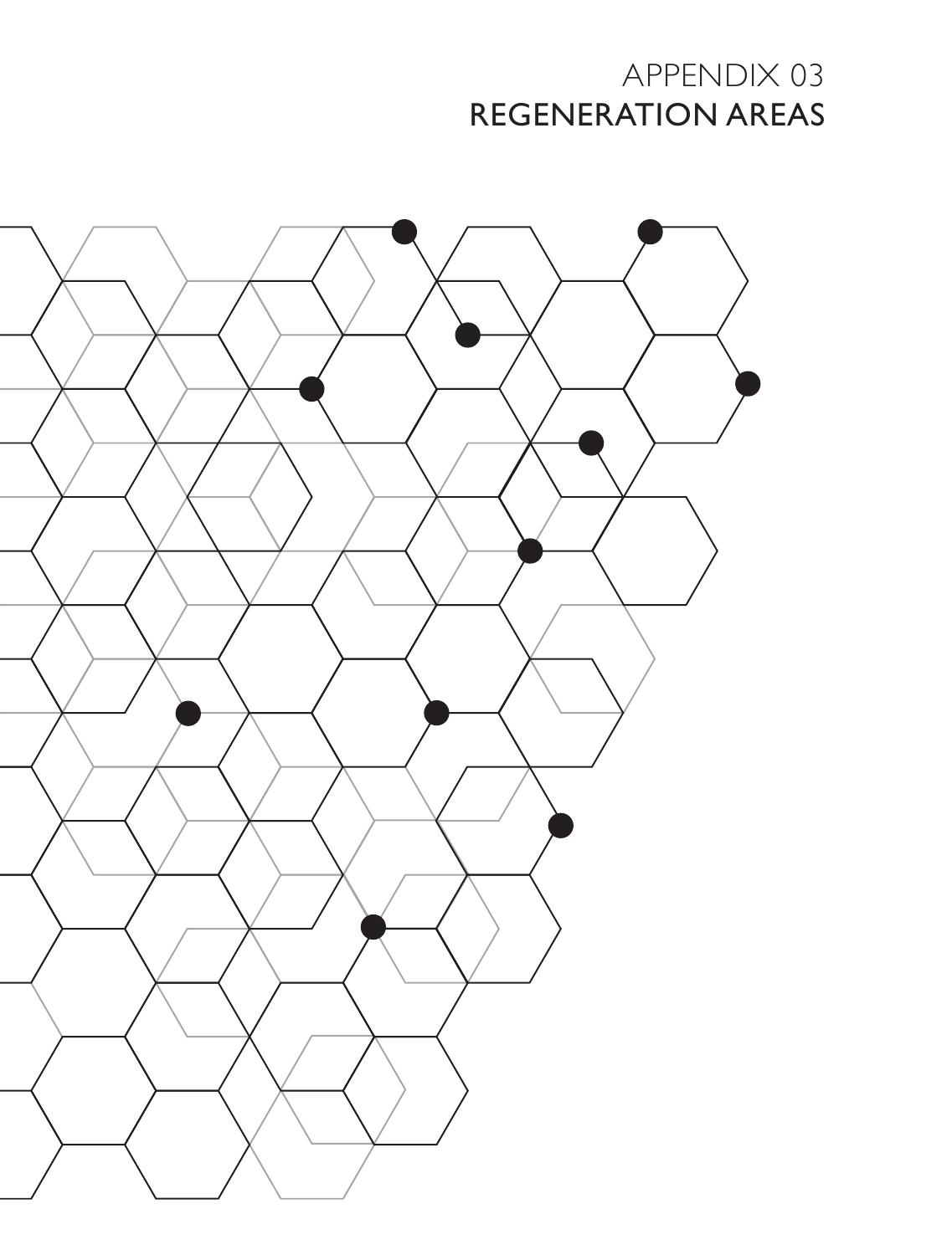# APPENDIX 03
# REGENERATION AREAS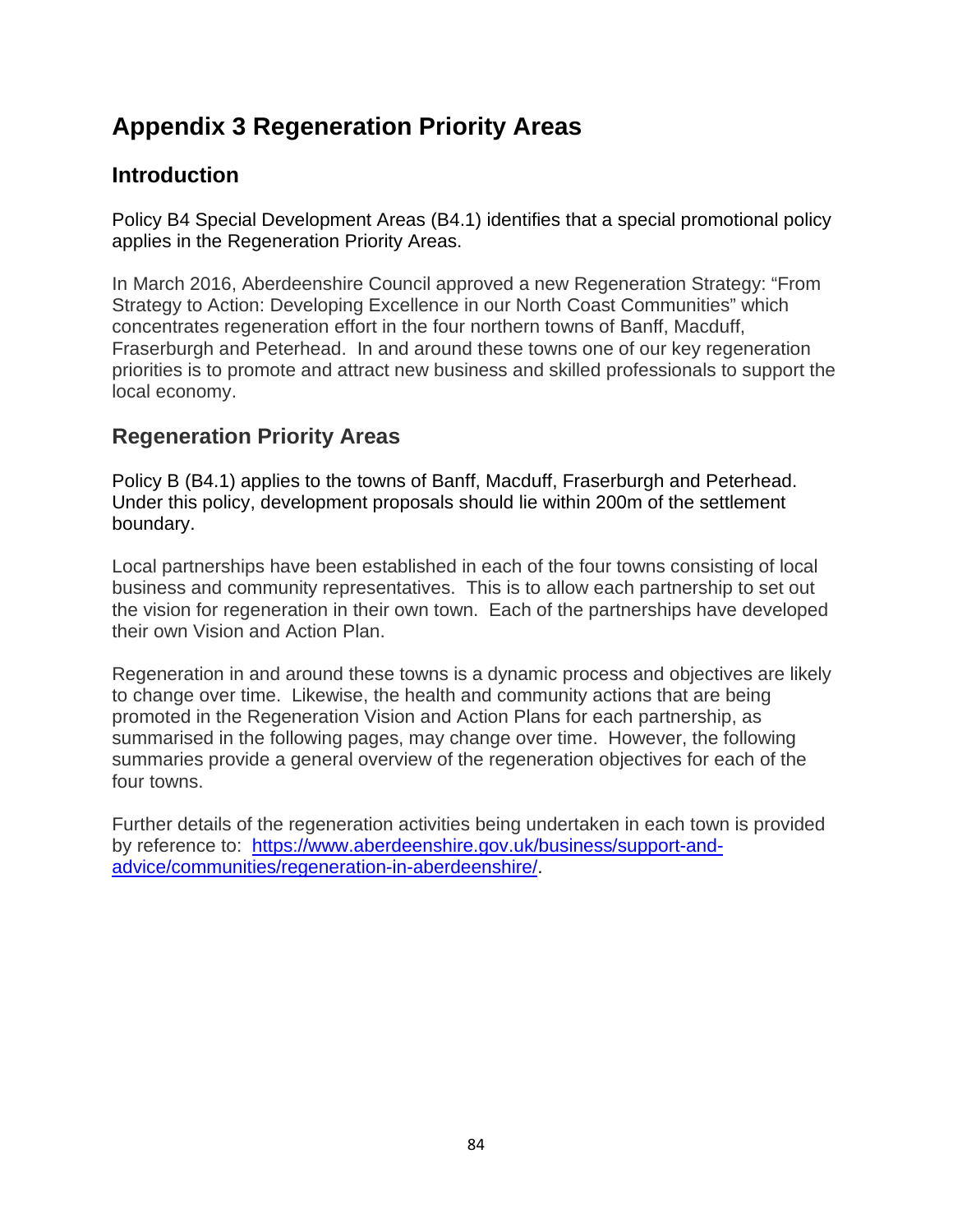# Appendix 3 Regeneration Priority Areas

## Introduction

Policy B4 Special Development Areas (B4.1) identifies that a special promotional policy applies in the Regeneration Priority Areas.

In March 2016, Aberdeenshire Council approved a new Regeneration Strategy: "From Strategy to Action: Developing Excellence in our North Coast Communities" which concentrates regeneration effort in the four northern towns of Banff, Macduff, Fraserburgh and Peterhead. In and around these towns one of our key regeneration priorities is to promote and attract new business and skilled professionals to support the local economy.

## Regeneration Priority Areas

Policy B (B4.1) applies to the towns of Banff, Macduff, Fraserburgh and Peterhead. Under this policy, development proposals should lie within 200m of the settlement boundary.

Local partnerships have been established in each of the four towns consisting of local business and community representatives. This is to allow each partnership to set out the vision for regeneration in their own town. Each of the partnerships have developed their own Vision and Action Plan.

Regeneration in and around these towns is a dynamic process and objectives are likely to change over time. Likewise, the health and community actions that are being promoted in the Regeneration Vision and Action Plans for each partnership, as summarised in the following pages, may change over time. However, the following summaries provide a general overview of the regeneration objectives for each of the four towns.

Further details of the regeneration activities being undertaken in each town is provided by reference to: [https://www.aberdeenshire.gov.uk/business/support-and-advice/communities/regeneration-in-aberdeenshire/](https://www.aberdeenshire.gov.uk/business/support-and-advice/communities/regeneration-in-aberdeenshire/).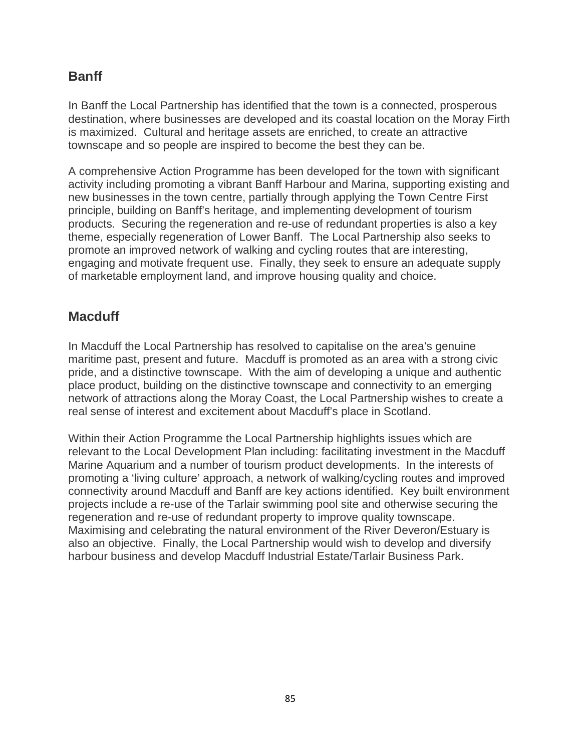## Banff

In Banff the Local Partnership has identified that the town is a connected, prosperous destination, where businesses are developed and its coastal location on the Moray Firth is maximized. Cultural and heritage assets are enriched, to create an attractive townscape and so people are inspired to become the best they can be.

A comprehensive Action Programme has been developed for the town with significant activity including promoting a vibrant Banff Harbour and Marina, supporting existing and new businesses in the town centre, partially through applying the Town Centre First principle, building on Banff's heritage, and implementing development of tourism products. Securing the regeneration and re-use of redundant properties is also a key theme, especially regeneration of Lower Banff. The Local Partnership also seeks to promote an improved network of walking and cycling routes that are interesting, engaging and motivate frequent use. Finally, they seek to ensure an adequate supply of marketable employment land, and improve housing quality and choice.

## Macduff

In Macduff the Local Partnership has resolved to capitalise on the area's genuine maritime past, present and future. Macduff is promoted as an area with a strong civic pride, and a distinctive townscape. With the aim of developing a unique and authentic place product, building on the distinctive townscape and connectivity to an emerging network of attractions along the Moray Coast, the Local Partnership wishes to create a real sense of interest and excitement about Macduff's place in Scotland.

Within their Action Programme the Local Partnership highlights issues which are relevant to the Local Development Plan including: facilitating investment in the Macduff Marine Aquarium and a number of tourism product developments. In the interests of promoting a 'living culture' approach, a network of walking/cycling routes and improved connectivity around Macduff and Banff are key actions identified. Key built environment projects include a re-use of the Tarlair swimming pool site and otherwise securing the regeneration and re-use of redundant property to improve quality townscape. Maximising and celebrating the natural environment of the River Deveron/Estuary is also an objective. Finally, the Local Partnership would wish to develop and diversify harbour business and develop Macduff Industrial Estate/Tarlair Business Park.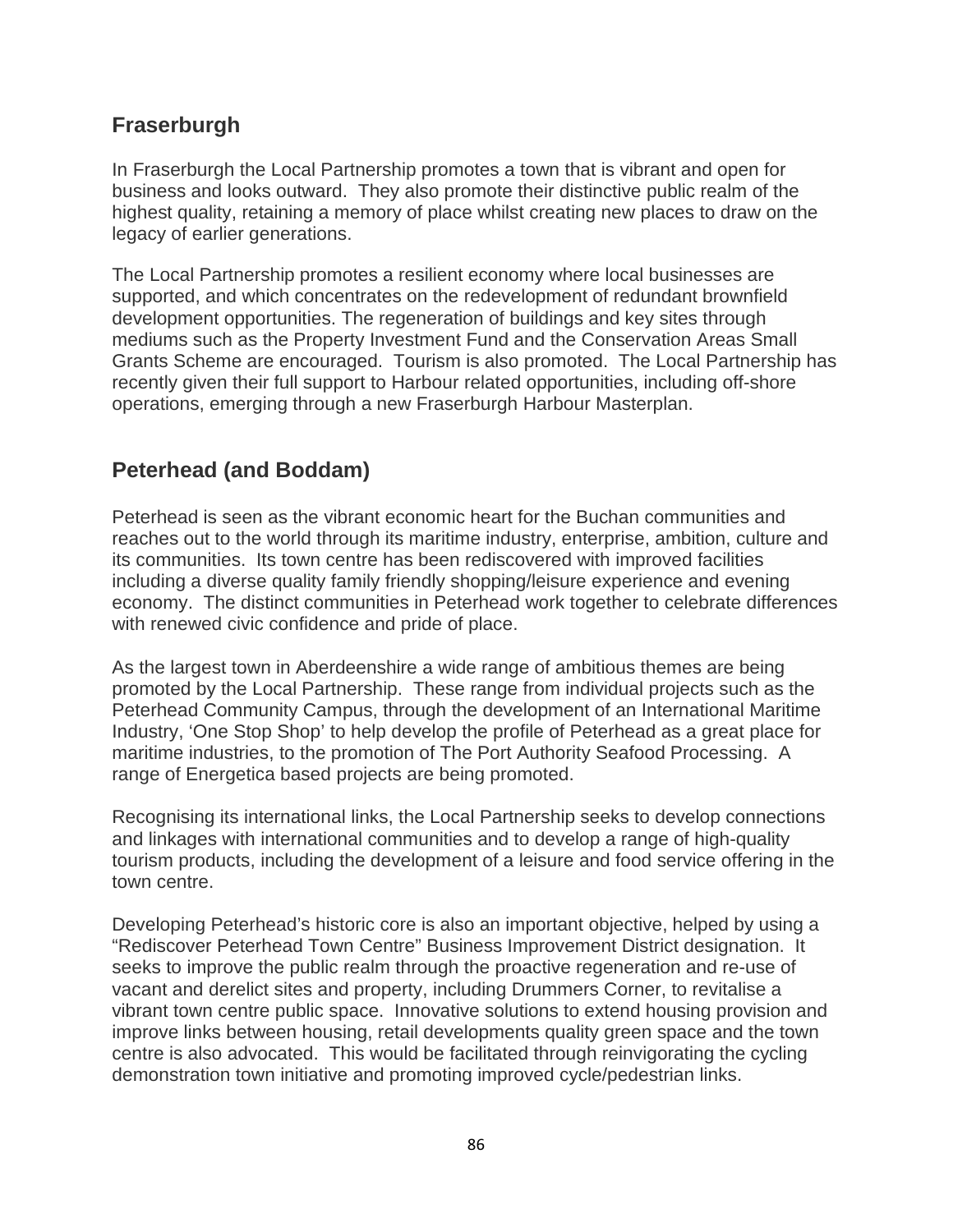## Fraserburgh

In Fraserburgh the Local Partnership promotes a town that is vibrant and open for business and looks outward. They also promote their distinctive public realm of the highest quality, retaining a memory of place whilst creating new places to draw on the legacy of earlier generations.

The Local Partnership promotes a resilient economy where local businesses are supported, and which concentrates on the redevelopment of redundant brownfield development opportunities. The regeneration of buildings and key sites through mediums such as the Property Investment Fund and the Conservation Areas Small Grants Scheme are encouraged. Tourism is also promoted. The Local Partnership has recently given their full support to Harbour related opportunities, including off-shore operations, emerging through a new Fraserburgh Harbour Masterplan.

## Peterhead (and Boddam)

Peterhead is seen as the vibrant economic heart for the Buchan communities and reaches out to the world through its maritime industry, enterprise, ambition, culture and its communities. Its town centre has been rediscovered with improved facilities including a diverse quality family friendly shopping/leisure experience and evening economy. The distinct communities in Peterhead work together to celebrate differences with renewed civic confidence and pride of place.

As the largest town in Aberdeenshire a wide range of ambitious themes are being promoted by the Local Partnership. These range from individual projects such as the Peterhead Community Campus, through the development of an International Maritime Industry, 'One Stop Shop' to help develop the profile of Peterhead as a great place for maritime industries, to the promotion of The Port Authority Seafood Processing. A range of Energetica based projects are being promoted.

Recognising its international links, the Local Partnership seeks to develop connections and linkages with international communities and to develop a range of high-quality tourism products, including the development of a leisure and food service offering in the town centre.

Developing Peterhead's historic core is also an important objective, helped by using a "Rediscover Peterhead Town Centre" Business Improvement District designation. It seeks to improve the public realm through the proactive regeneration and re-use of vacant and derelict sites and property, including Drummers Corner, to revitalise a vibrant town centre public space. Innovative solutions to extend housing provision and improve links between housing, retail developments quality green space and the town centre is also advocated. This would be facilitated through reinvigorating the cycling demonstration town initiative and promoting improved cycle/pedestrian links.